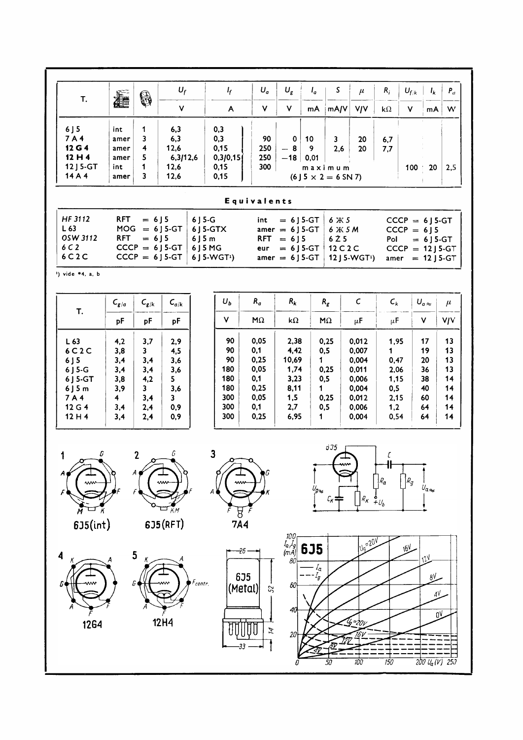| T. | | | $U_f$ | $I_f$ | $U_a$ | $U_g$ | $I_a$ | $S$ | $\mu$ | $R_i$ | $U_{f/k}$ | $I_k$ | $P_a$ |
|---|---|---|---|---|---|---|---|---|---|---|---|---|---|
| | | | V | A | V | V | mA | mA/V | V/V | kΩ | V | mA | W |
| 6 J 5 | int | 1 | 6,3 | 0,3 | | | | | | | | | |
| 7 A 4 | amer | 3 | 6,3 | 0,3 | 90 | 0 | 10 | 3 | 20 | 6,7 | | | |
| **12 G 4** | amer | 4 | 12,6 | 0,15 | 250 | − 8 | 9 | 2,6 | 20 | 7,7 | | | |
| **12 H 4** | amer | 5 | 6,3/12,6 | 0,3/0,15 | 250 | −18 | 0,01 | | | | | | |
| 12 J 5-GT | int | 1 | 12,6 | 0,15 | 300 | maximum | | | | | 100 | 20 | 2,5 |
| 14 A 4 | amer | 3 | 12,6 | 0,15 | | (6 J 5 × 2 = 6 SN 7) | | | | | | | |

## Equivalents

| | | | | | |
|---|---|---|---|---|---|
| *HF 3112* | RFT = 6 J 5 | 6 J 5-G | int = 6 J 5-GT | 6 Ж 5 | CCCP = 6 J 5-GT |
| L 63 | MOG = 6 J 5-GT | 6 J 5-GTX | amer = 6 J 5-GT | 6 Ж 5 M | CCCP = 6 J 5 |
| *OSW 3112* | RFT = 6 J 5 | 6 J 5 m | RFT = 6 J 5 | 6 Ż 5 | Pol = 6 J 5-GT |
| 6 C 2 | CCCP = 6 J 5-GT | 6 J 5 MG | eur = 6 J 5-GT | 12 C 2 C | CCCP = 12 J 5-GT |
| 6 C 2 C | CCCP = 6 J 5-GT | 6 J 5-WGT[1]) | amer = 6 J 5-GT | 12 J 5-WGT[1]) | amer = 12 J 5-GT |

[1]) vide *4, a, b

| T. | $C_{g/a}$ | $C_{g/k}$ | $C_{a/k}$ |
|---|---|---|---|
| | pF | pF | pF |
| L 63 | 4,2 | 3,7 | 2,9 |
| 6 C 2 C | 3,8 | 3 | 4,5 |
| 6 J 5 | 3,4 | 3,4 | 3,6 |
| 6 J 5-G | 3,4 | 3,4 | 3,6 |
| 6 J 5-GT | 3,8 | 4,2 | 5 |
| 6 J 5 m | 3,9 | 3 | 3,6 |
| 7 A 4 | 4 | 3,4 | 3 |
| 12 G 4 | 3,4 | 2,4 | 0,9 |
| 12 H 4 | 3,4 | 2,4 | 0,9 |

| $U_b$ | $R_a$ | $R_k$ | $R_g$ | $C$ | $C_k$ | $U_{a\approx}$ | $\mu$ |
|---|---|---|---|---|---|---|---|
| V | MΩ | kΩ | MΩ | μF | μF | V | V/V |
| 90 | 0,05 | 2,38 | 0,25 | 0,012 | 1,95 | 17 | 13 |
| 90 | 0,1 | 4,42 | 0,5 | 0,007 | 1 | 19 | 13 |
| 90 | 0,25 | 10,69 | 1 | 0,004 | 0,47 | 20 | 13 |
| 180 | 0,05 | 1,74 | 0,25 | 0,011 | 2,06 | 36 | 13 |
| 180 | 0,1 | 3,23 | 0,5 | 0,006 | 1,15 | 38 | 14 |
| 180 | 0,25 | 8,11 | 1 | 0,004 | 0,5 | 40 | 14 |
| 300 | 0,05 | 1,5 | 0,25 | 0,012 | 2,15 | 60 | 14 |
| 300 | 0,1 | 2,7 | 0,5 | 0,006 | 1,2 | 64 | 14 |
| 300 | 0,25 | 6,95 | 1 | 0,004 | 0,54 | 64 | 14 |

1 — 6J5(int)

2 — 6J5(RFT)

3 — 7A4

4 — 12G4

5 — 12H4

6J5 (Metal) — 26, 52, 14, 33

6J5 — $I_a$, $I_g$ (mA); $U_a$ (V); $U_g$ = 20V, 16V, 12V, 8V, 4V, 0V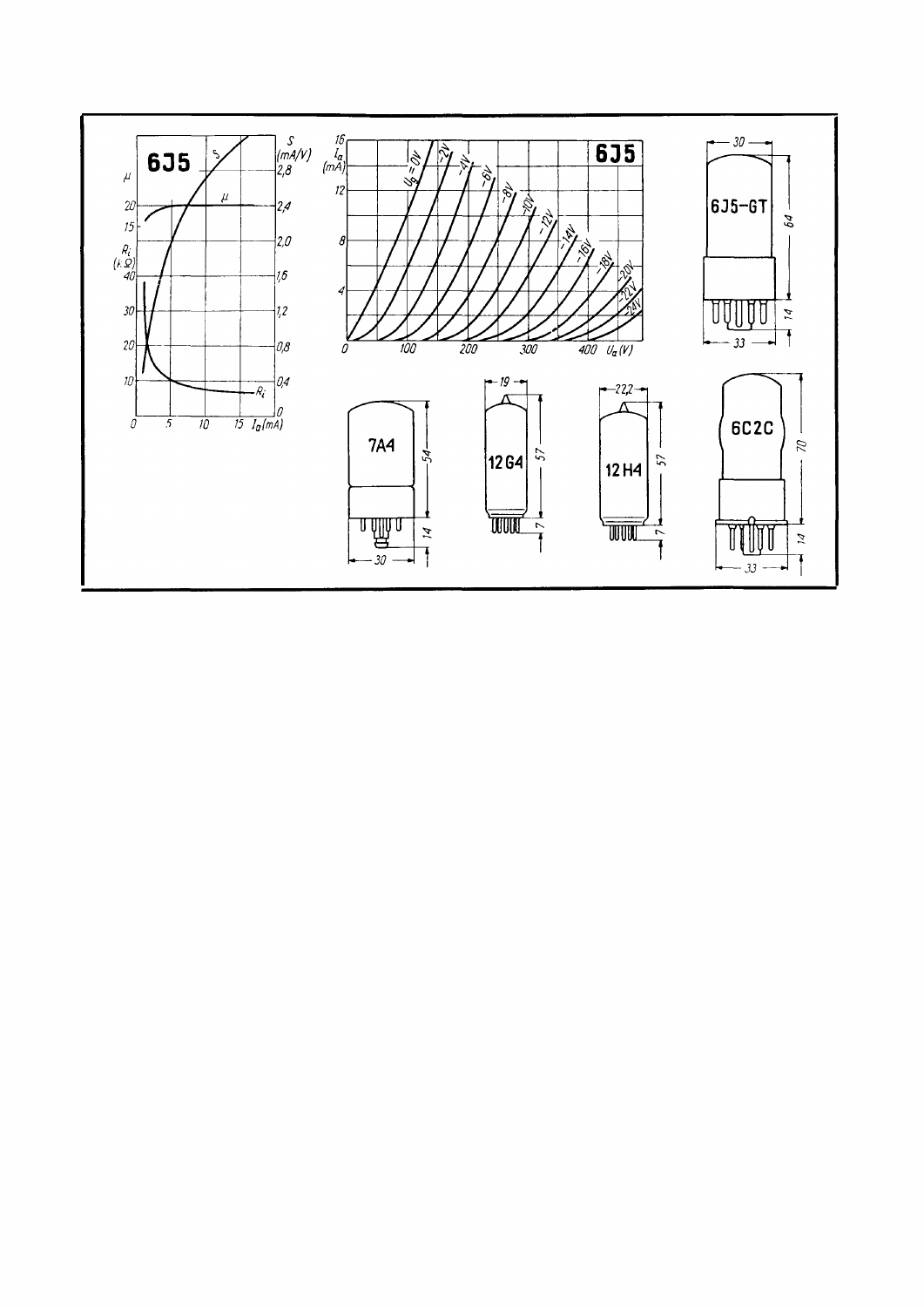6J5

$\mu$

S

(mA/V)

2,8

20

2,4

15

2,0

$R_i$

(kΩ)

40

1,6

30

1,2

20

0,8

10

0,4

$R_i$

0

0

5

10

15

$I_a$(mA)

16

$I_a$

(mA)

12

8

4

0

100

200

300

400

$U_a$(V)

6J5

$U_g$=0V

-2V

-4V

-6V

-8V

-10V

-12V

-14V

-16V

-18V

-20V

-22V

-24V

6J5-GT

30

64

14

33

7A4

54

14

30

12G4

19

57

7

12H4

22,2

57

7

6C2C

70

14

33